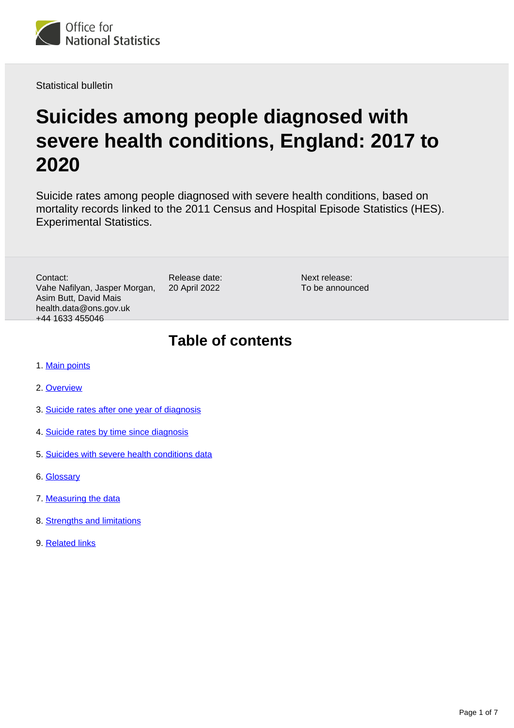Office for National Statistics

Statistical bulletin

# Suicides among people diagnosed with severe health conditions, England: 2017 to 2020

Suicide rates among people diagnosed with severe health conditions, based on mortality records linked to the 2011 Census and Hospital Episode Statistics (HES). Experimental Statistics.

Contact:
Vahe Nafilyan, Jasper Morgan, Asim Butt, David Mais
health.data@ons.gov.uk
+44 1633 455046

Release date:
20 April 2022

Next release:
To be announced

## Table of contents

1. Main points
2. Overview
3. Suicide rates after one year of diagnosis
4. Suicide rates by time since diagnosis
5. Suicides with severe health conditions data
6. Glossary
7. Measuring the data
8. Strengths and limitations
9. Related links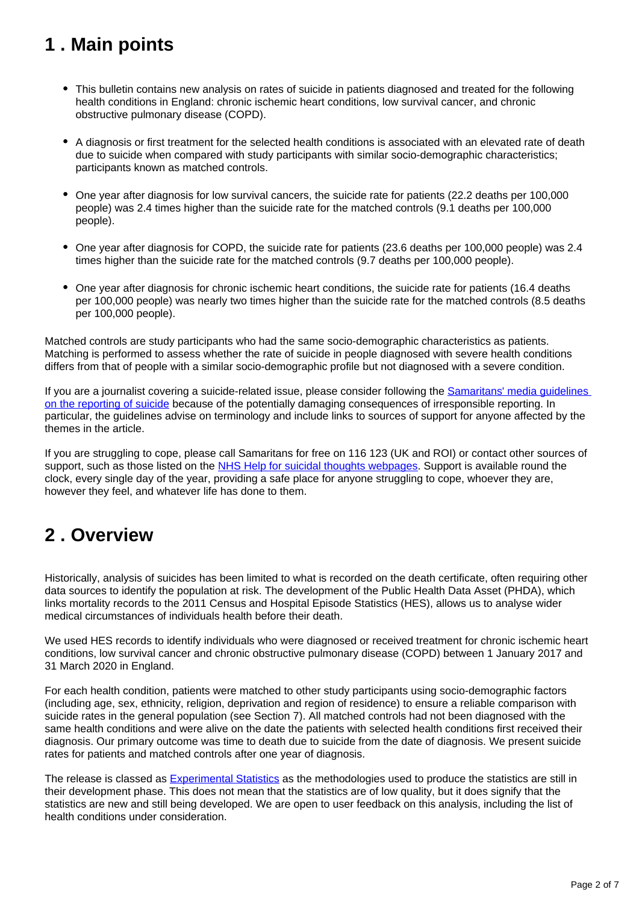## 1 . Main points

- This bulletin contains new analysis on rates of suicide in patients diagnosed and treated for the following health conditions in England: chronic ischemic heart conditions, low survival cancer, and chronic obstructive pulmonary disease (COPD).
- A diagnosis or first treatment for the selected health conditions is associated with an elevated rate of death due to suicide when compared with study participants with similar socio-demographic characteristics; participants known as matched controls.
- One year after diagnosis for low survival cancers, the suicide rate for patients (22.2 deaths per 100,000 people) was 2.4 times higher than the suicide rate for the matched controls (9.1 deaths per 100,000 people).
- One year after diagnosis for COPD, the suicide rate for patients (23.6 deaths per 100,000 people) was 2.4 times higher than the suicide rate for the matched controls (9.7 deaths per 100,000 people).
- One year after diagnosis for chronic ischemic heart conditions, the suicide rate for patients (16.4 deaths per 100,000 people) was nearly two times higher than the suicide rate for the matched controls (8.5 deaths per 100,000 people).

Matched controls are study participants who had the same socio-demographic characteristics as patients. Matching is performed to assess whether the rate of suicide in people diagnosed with severe health conditions differs from that of people with a similar socio-demographic profile but not diagnosed with a severe condition.

If you are a journalist covering a suicide-related issue, please consider following the Samaritans' media guidelines on the reporting of suicide because of the potentially damaging consequences of irresponsible reporting. In particular, the guidelines advise on terminology and include links to sources of support for anyone affected by the themes in the article.

If you are struggling to cope, please call Samaritans for free on 116 123 (UK and ROI) or contact other sources of support, such as those listed on the NHS Help for suicidal thoughts webpages. Support is available round the clock, every single day of the year, providing a safe place for anyone struggling to cope, whoever they are, however they feel, and whatever life has done to them.

## 2 . Overview

Historically, analysis of suicides has been limited to what is recorded on the death certificate, often requiring other data sources to identify the population at risk. The development of the Public Health Data Asset (PHDA), which links mortality records to the 2011 Census and Hospital Episode Statistics (HES), allows us to analyse wider medical circumstances of individuals health before their death.

We used HES records to identify individuals who were diagnosed or received treatment for chronic ischemic heart conditions, low survival cancer and chronic obstructive pulmonary disease (COPD) between 1 January 2017 and 31 March 2020 in England.

For each health condition, patients were matched to other study participants using socio-demographic factors (including age, sex, ethnicity, religion, deprivation and region of residence) to ensure a reliable comparison with suicide rates in the general population (see Section 7). All matched controls had not been diagnosed with the same health conditions and were alive on the date the patients with selected health conditions first received their diagnosis. Our primary outcome was time to death due to suicide from the date of diagnosis. We present suicide rates for patients and matched controls after one year of diagnosis.

The release is classed as Experimental Statistics as the methodologies used to produce the statistics are still in their development phase. This does not mean that the statistics are of low quality, but it does signify that the statistics are new and still being developed. We are open to user feedback on this analysis, including the list of health conditions under consideration.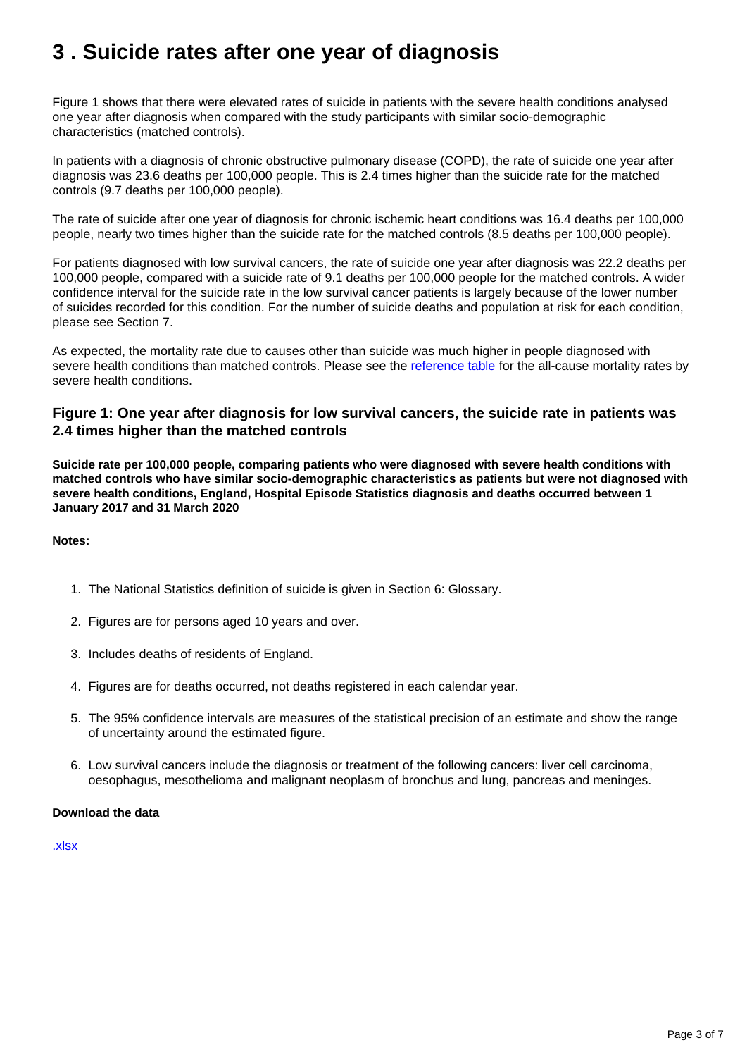# 3 . Suicide rates after one year of diagnosis

Figure 1 shows that there were elevated rates of suicide in patients with the severe health conditions analysed one year after diagnosis when compared with the study participants with similar socio-demographic characteristics (matched controls).

In patients with a diagnosis of chronic obstructive pulmonary disease (COPD), the rate of suicide one year after diagnosis was 23.6 deaths per 100,000 people. This is 2.4 times higher than the suicide rate for the matched controls (9.7 deaths per 100,000 people).

The rate of suicide after one year of diagnosis for chronic ischemic heart conditions was 16.4 deaths per 100,000 people, nearly two times higher than the suicide rate for the matched controls (8.5 deaths per 100,000 people).

For patients diagnosed with low survival cancers, the rate of suicide one year after diagnosis was 22.2 deaths per 100,000 people, compared with a suicide rate of 9.1 deaths per 100,000 people for the matched controls. A wider confidence interval for the suicide rate in the low survival cancer patients is largely because of the lower number of suicides recorded for this condition. For the number of suicide deaths and population at risk for each condition, please see Section 7.

As expected, the mortality rate due to causes other than suicide was much higher in people diagnosed with severe health conditions than matched controls. Please see the reference table for the all-cause mortality rates by severe health conditions.

### Figure 1: One year after diagnosis for low survival cancers, the suicide rate in patients was 2.4 times higher than the matched controls

**Suicide rate per 100,000 people, comparing patients who were diagnosed with severe health conditions with matched controls who have similar socio-demographic characteristics as patients but were not diagnosed with severe health conditions, England, Hospital Episode Statistics diagnosis and deaths occurred between 1 January 2017 and 31 March 2020**

**Notes:**

1. The National Statistics definition of suicide is given in Section 6: Glossary.
2. Figures are for persons aged 10 years and over.
3. Includes deaths of residents of England.
4. Figures are for deaths occurred, not deaths registered in each calendar year.
5. The 95% confidence intervals are measures of the statistical precision of an estimate and show the range of uncertainty around the estimated figure.
6. Low survival cancers include the diagnosis or treatment of the following cancers: liver cell carcinoma, oesophagus, mesothelioma and malignant neoplasm of bronchus and lung, pancreas and meninges.

**Download the data**

.xlsx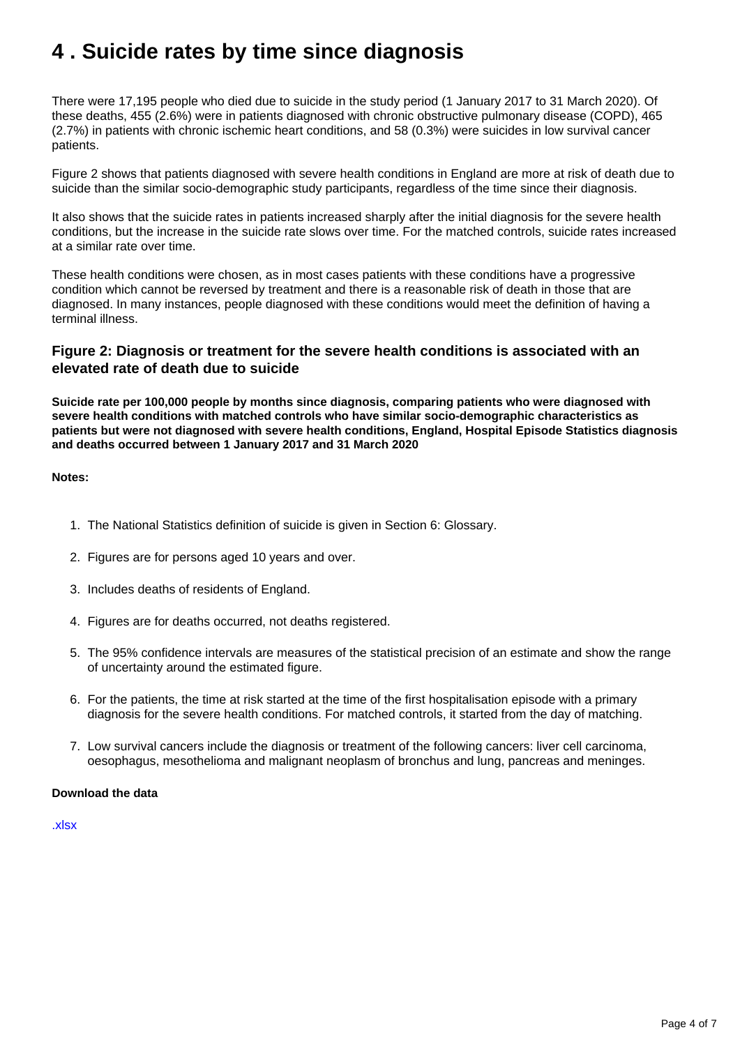# 4 . Suicide rates by time since diagnosis

There were 17,195 people who died due to suicide in the study period (1 January 2017 to 31 March 2020). Of these deaths, 455 (2.6%) were in patients diagnosed with chronic obstructive pulmonary disease (COPD), 465 (2.7%) in patients with chronic ischemic heart conditions, and 58 (0.3%) were suicides in low survival cancer patients.

Figure 2 shows that patients diagnosed with severe health conditions in England are more at risk of death due to suicide than the similar socio-demographic study participants, regardless of the time since their diagnosis.

It also shows that the suicide rates in patients increased sharply after the initial diagnosis for the severe health conditions, but the increase in the suicide rate slows over time. For the matched controls, suicide rates increased at a similar rate over time.

These health conditions were chosen, as in most cases patients with these conditions have a progressive condition which cannot be reversed by treatment and there is a reasonable risk of death in those that are diagnosed. In many instances, people diagnosed with these conditions would meet the definition of having a terminal illness.

### Figure 2: Diagnosis or treatment for the severe health conditions is associated with an elevated rate of death due to suicide

**Suicide rate per 100,000 people by months since diagnosis, comparing patients who were diagnosed with severe health conditions with matched controls who have similar socio-demographic characteristics as patients but were not diagnosed with severe health conditions, England, Hospital Episode Statistics diagnosis and deaths occurred between 1 January 2017 and 31 March 2020**

**Notes:**

1. The National Statistics definition of suicide is given in Section 6: Glossary.
2. Figures are for persons aged 10 years and over.
3. Includes deaths of residents of England.
4. Figures are for deaths occurred, not deaths registered.
5. The 95% confidence intervals are measures of the statistical precision of an estimate and show the range of uncertainty around the estimated figure.
6. For the patients, the time at risk started at the time of the first hospitalisation episode with a primary diagnosis for the severe health conditions. For matched controls, it started from the day of matching.
7. Low survival cancers include the diagnosis or treatment of the following cancers: liver cell carcinoma, oesophagus, mesothelioma and malignant neoplasm of bronchus and lung, pancreas and meninges.

**Download the data**

.xlsx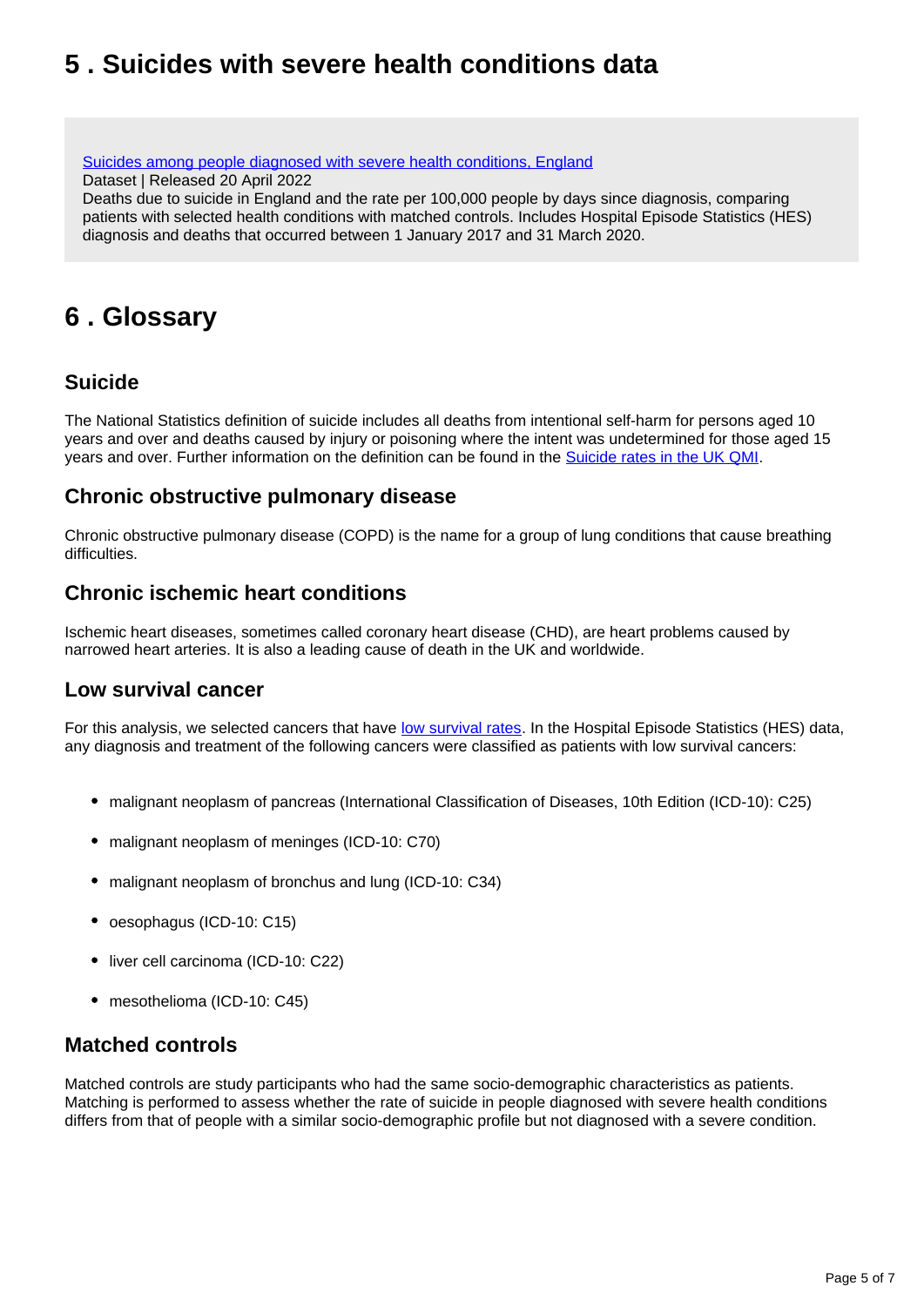## 5 . Suicides with severe health conditions data

[Suicides among people diagnosed with severe health conditions, England](#)
Dataset | Released 20 April 2022
Deaths due to suicide in England and the rate per 100,000 people by days since diagnosis, comparing patients with selected health conditions with matched controls. Includes Hospital Episode Statistics (HES) diagnosis and deaths that occurred between 1 January 2017 and 31 March 2020.

## 6 . Glossary

### Suicide

The National Statistics definition of suicide includes all deaths from intentional self-harm for persons aged 10 years and over and deaths caused by injury or poisoning where the intent was undetermined for those aged 15 years and over. Further information on the definition can be found in the Suicide rates in the UK QMI.

### Chronic obstructive pulmonary disease

Chronic obstructive pulmonary disease (COPD) is the name for a group of lung conditions that cause breathing difficulties.

### Chronic ischemic heart conditions

Ischemic heart diseases, sometimes called coronary heart disease (CHD), are heart problems caused by narrowed heart arteries. It is also a leading cause of death in the UK and worldwide.

### Low survival cancer

For this analysis, we selected cancers that have low survival rates. In the Hospital Episode Statistics (HES) data, any diagnosis and treatment of the following cancers were classified as patients with low survival cancers:

- malignant neoplasm of pancreas (International Classification of Diseases, 10th Edition (ICD-10): C25)
- malignant neoplasm of meninges (ICD-10: C70)
- malignant neoplasm of bronchus and lung (ICD-10: C34)
- oesophagus (ICD-10: C15)
- liver cell carcinoma (ICD-10: C22)
- mesothelioma (ICD-10: C45)

### Matched controls

Matched controls are study participants who had the same socio-demographic characteristics as patients. Matching is performed to assess whether the rate of suicide in people diagnosed with severe health conditions differs from that of people with a similar socio-demographic profile but not diagnosed with a severe condition.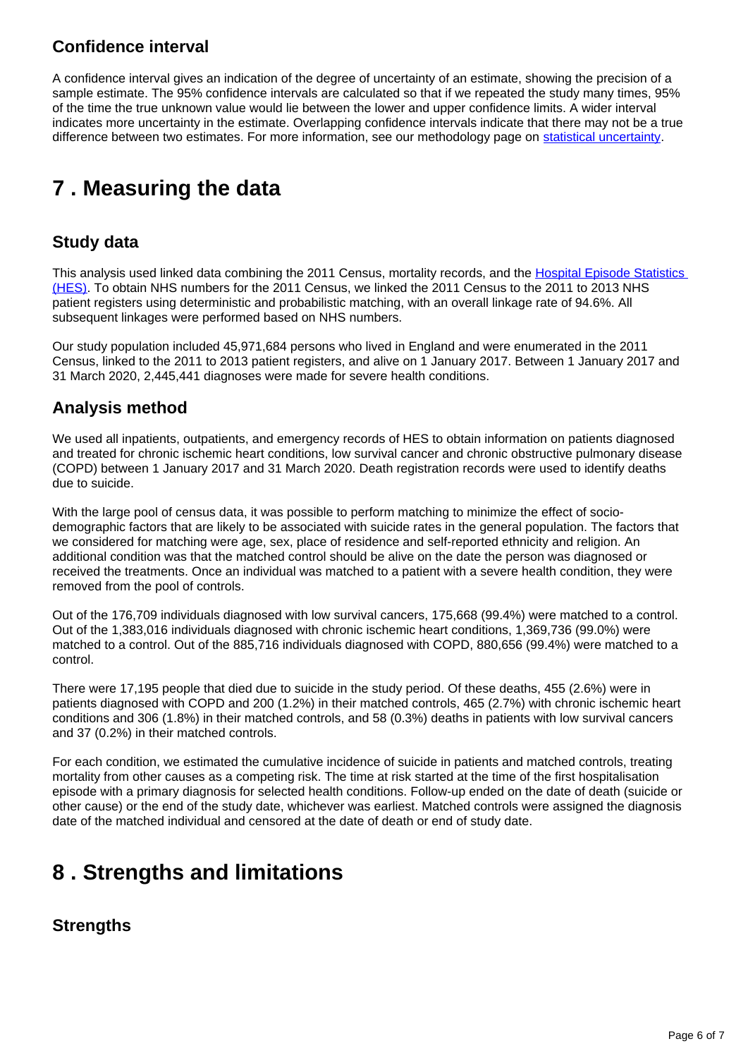### Confidence interval

A confidence interval gives an indication of the degree of uncertainty of an estimate, showing the precision of a sample estimate. The 95% confidence intervals are calculated so that if we repeated the study many times, 95% of the time the true unknown value would lie between the lower and upper confidence limits. A wider interval indicates more uncertainty in the estimate. Overlapping confidence intervals indicate that there may not be a true difference between two estimates. For more information, see our methodology page on statistical uncertainty.

## 7 . Measuring the data

### Study data

This analysis used linked data combining the 2011 Census, mortality records, and the Hospital Episode Statistics (HES). To obtain NHS numbers for the 2011 Census, we linked the 2011 Census to the 2011 to 2013 NHS patient registers using deterministic and probabilistic matching, with an overall linkage rate of 94.6%. All subsequent linkages were performed based on NHS numbers.

Our study population included 45,971,684 persons who lived in England and were enumerated in the 2011 Census, linked to the 2011 to 2013 patient registers, and alive on 1 January 2017. Between 1 January 2017 and 31 March 2020, 2,445,441 diagnoses were made for severe health conditions.

### Analysis method

We used all inpatients, outpatients, and emergency records of HES to obtain information on patients diagnosed and treated for chronic ischemic heart conditions, low survival cancer and chronic obstructive pulmonary disease (COPD) between 1 January 2017 and 31 March 2020. Death registration records were used to identify deaths due to suicide.

With the large pool of census data, it was possible to perform matching to minimize the effect of socio-demographic factors that are likely to be associated with suicide rates in the general population. The factors that we considered for matching were age, sex, place of residence and self-reported ethnicity and religion. An additional condition was that the matched control should be alive on the date the person was diagnosed or received the treatments. Once an individual was matched to a patient with a severe health condition, they were removed from the pool of controls.

Out of the 176,709 individuals diagnosed with low survival cancers, 175,668 (99.4%) were matched to a control. Out of the 1,383,016 individuals diagnosed with chronic ischemic heart conditions, 1,369,736 (99.0%) were matched to a control. Out of the 885,716 individuals diagnosed with COPD, 880,656 (99.4%) were matched to a control.

There were 17,195 people that died due to suicide in the study period. Of these deaths, 455 (2.6%) were in patients diagnosed with COPD and 200 (1.2%) in their matched controls, 465 (2.7%) with chronic ischemic heart conditions and 306 (1.8%) in their matched controls, and 58 (0.3%) deaths in patients with low survival cancers and 37 (0.2%) in their matched controls.

For each condition, we estimated the cumulative incidence of suicide in patients and matched controls, treating mortality from other causes as a competing risk. The time at risk started at the time of the first hospitalisation episode with a primary diagnosis for selected health conditions. Follow-up ended on the date of death (suicide or other cause) or the end of the study date, whichever was earliest. Matched controls were assigned the diagnosis date of the matched individual and censored at the date of death or end of study date.

## 8 . Strengths and limitations

### Strengths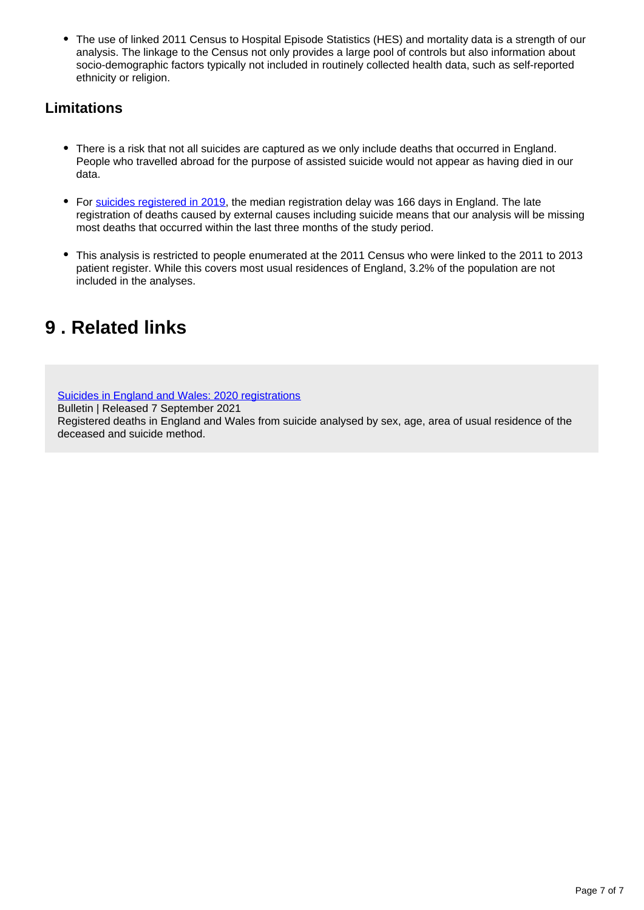- The use of linked 2011 Census to Hospital Episode Statistics (HES) and mortality data is a strength of our analysis. The linkage to the Census not only provides a large pool of controls but also information about socio-demographic factors typically not included in routinely collected health data, such as self-reported ethnicity or religion.

### Limitations

- There is a risk that not all suicides are captured as we only include deaths that occurred in England. People who travelled abroad for the purpose of assisted suicide would not appear as having died in our data.
- For [suicides registered in 2019](), the median registration delay was 166 days in England. The late registration of deaths caused by external causes including suicide means that our analysis will be missing most deaths that occurred within the last three months of the study period.
- This analysis is restricted to people enumerated at the 2011 Census who were linked to the 2011 to 2013 patient register. While this covers most usual residences of England, 3.2% of the population are not included in the analyses.

## 9 . Related links

[Suicides in England and Wales: 2020 registrations]()
Bulletin | Released 7 September 2021
Registered deaths in England and Wales from suicide analysed by sex, age, area of usual residence of the deceased and suicide method.